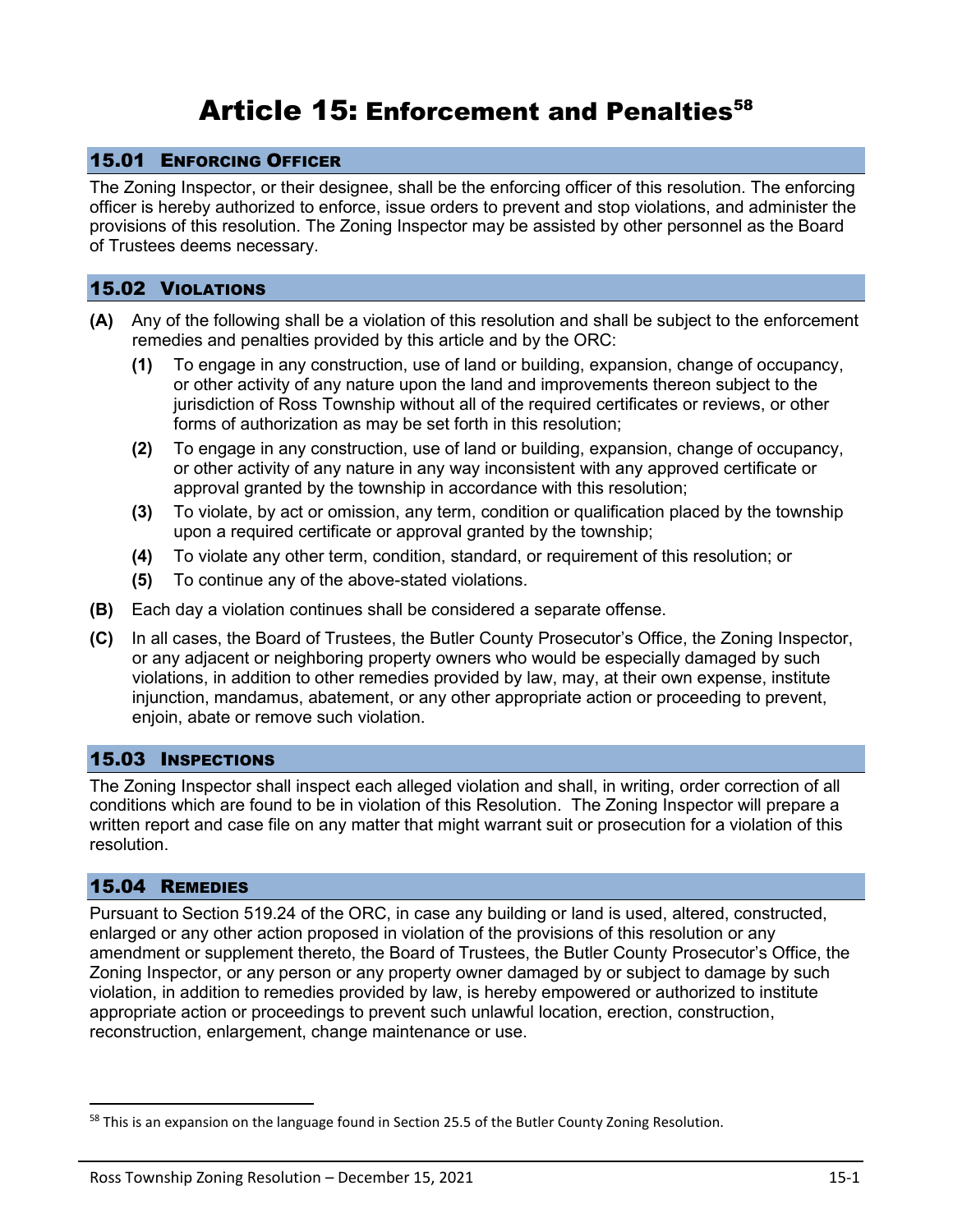# Article 15: Enforcement and Penalties[58]

## 15.01 Enforcing Officer

The Zoning Inspector, or their designee, shall be the enforcing officer of this resolution. The enforcing officer is hereby authorized to enforce, issue orders to prevent and stop violations, and administer the provisions of this resolution. The Zoning Inspector may be assisted by other personnel as the Board of Trustees deems necessary.

## 15.02 Violations

**(A)** Any of the following shall be a violation of this resolution and shall be subject to the enforcement remedies and penalties provided by this article and by the ORC:

- **(1)** To engage in any construction, use of land or building, expansion, change of occupancy, or other activity of any nature upon the land and improvements thereon subject to the jurisdiction of Ross Township without all of the required certificates or reviews, or other forms of authorization as may be set forth in this resolution;
- **(2)** To engage in any construction, use of land or building, expansion, change of occupancy, or other activity of any nature in any way inconsistent with any approved certificate or approval granted by the township in accordance with this resolution;
- **(3)** To violate, by act or omission, any term, condition or qualification placed by the township upon a required certificate or approval granted by the township;
- **(4)** To violate any other term, condition, standard, or requirement of this resolution; or
- **(5)** To continue any of the above-stated violations.

**(B)** Each day a violation continues shall be considered a separate offense.

**(C)** In all cases, the Board of Trustees, the Butler County Prosecutor's Office, the Zoning Inspector, or any adjacent or neighboring property owners who would be especially damaged by such violations, in addition to other remedies provided by law, may, at their own expense, institute injunction, mandamus, abatement, or any other appropriate action or proceeding to prevent, enjoin, abate or remove such violation.

## 15.03 Inspections

The Zoning Inspector shall inspect each alleged violation and shall, in writing, order correction of all conditions which are found to be in violation of this Resolution. The Zoning Inspector will prepare a written report and case file on any matter that might warrant suit or prosecution for a violation of this resolution.

## 15.04 Remedies

Pursuant to Section 519.24 of the ORC, in case any building or land is used, altered, constructed, enlarged or any other action proposed in violation of the provisions of this resolution or any amendment or supplement thereto, the Board of Trustees, the Butler County Prosecutor's Office, the Zoning Inspector, or any person or any property owner damaged by or subject to damage by such violation, in addition to remedies provided by law, is hereby empowered or authorized to institute appropriate action or proceedings to prevent such unlawful location, erection, construction, reconstruction, enlargement, change maintenance or use.

---

[58] This is an expansion on the language found in Section 25.5 of the Butler County Zoning Resolution.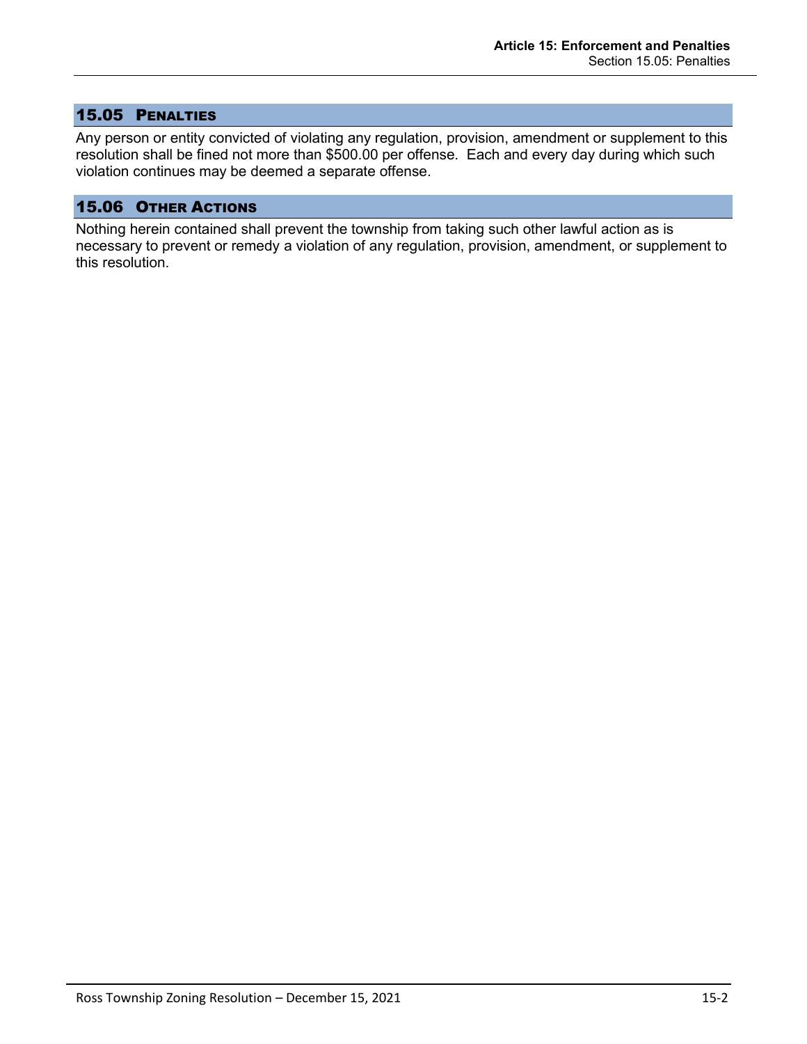## 15.05 Penalties

Any person or entity convicted of violating any regulation, provision, amendment or supplement to this resolution shall be fined not more than $500.00 per offense. Each and every day during which such violation continues may be deemed a separate offense.

## 15.06 Other Actions

Nothing herein contained shall prevent the township from taking such other lawful action as is necessary to prevent or remedy a violation of any regulation, provision, amendment, or supplement to this resolution.